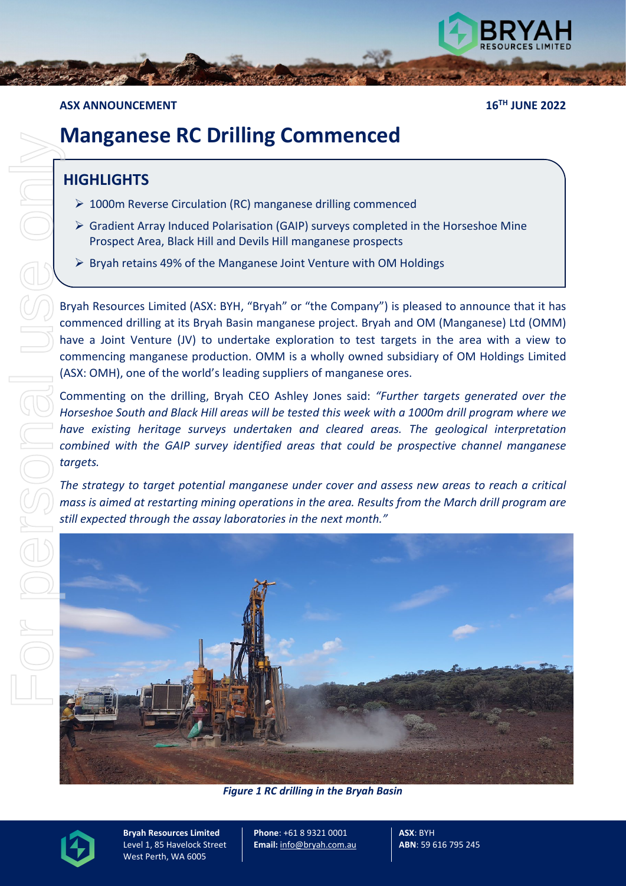**ASX ANNOUNCEMENT** **16TH JUNE 2022**

# Manganese RC Drilling Commenced

## HIGHLIGHTS

- 1000m Reverse Circulation (RC) manganese drilling commenced
- Gradient Array Induced Polarisation (GAIP) surveys completed in the Horseshoe Mine Prospect Area, Black Hill and Devils Hill manganese prospects
- Bryah retains 49% of the Manganese Joint Venture with OM Holdings

Bryah Resources Limited (ASX: BYH, "Bryah" or "the Company") is pleased to announce that it has commenced drilling at its Bryah Basin manganese project. Bryah and OM (Manganese) Ltd (OMM) have a Joint Venture (JV) to undertake exploration to test targets in the area with a view to commencing manganese production. OMM is a wholly owned subsidiary of OM Holdings Limited (ASX: OMH), one of the world's leading suppliers of manganese ores.

Commenting on the drilling, Bryah CEO Ashley Jones said: *"Further targets generated over the Horseshoe South and Black Hill areas will be tested this week with a 1000m drill program where we have existing heritage surveys undertaken and cleared areas. The geological interpretation combined with the GAIP survey identified areas that could be prospective channel manganese targets.*

*The strategy to target potential manganese under cover and assess new areas to reach a critical mass is aimed at restarting mining operations in the area. Results from the March drill program are still expected through the assay laboratories in the next month."*

***Figure 1 RC drilling in the Bryah Basin***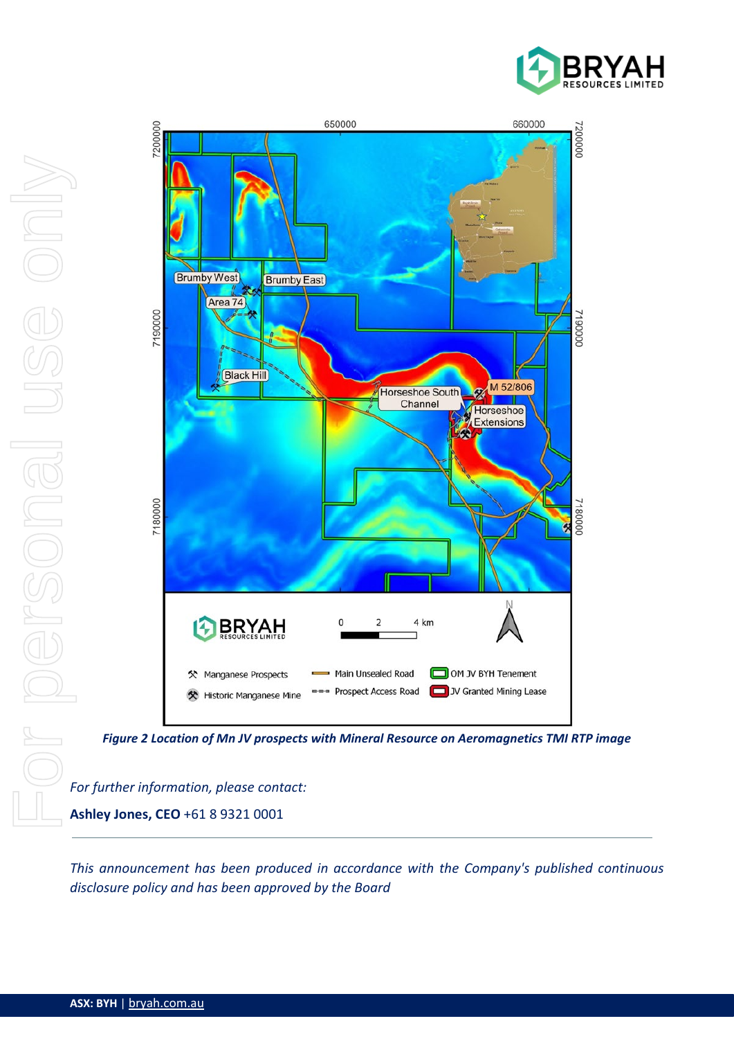*Figure 2 Location of Mn JV prospects with Mineral Resource on Aeromagnetics TMI RTP image*

*For further information, please contact:*

**Ashley Jones, CEO** +61 8 9321 0001

---

*This announcement has been produced in accordance with the Company's published continuous disclosure policy and has been approved by the Board*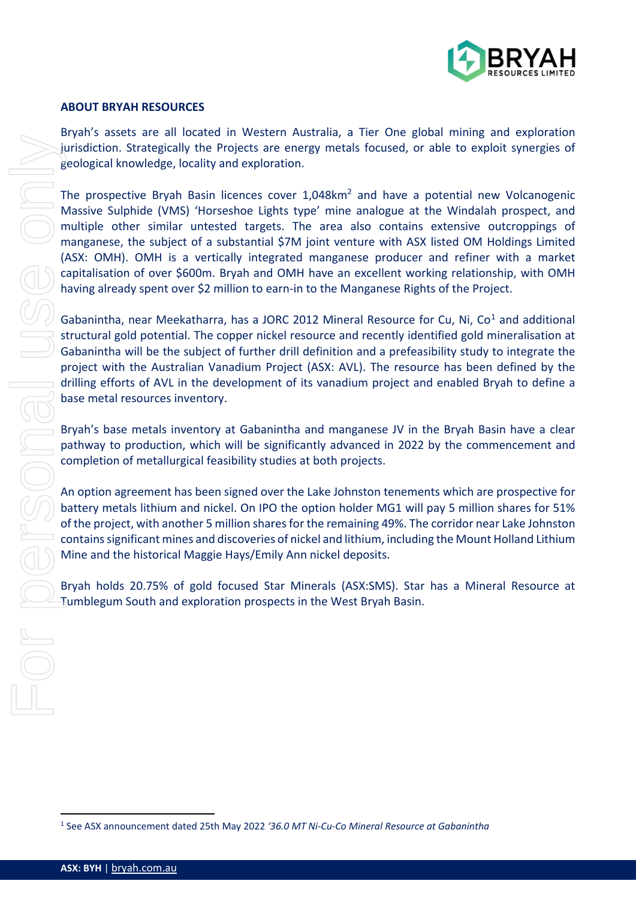## ABOUT BRYAH RESOURCES

Bryah's assets are all located in Western Australia, a Tier One global mining and exploration jurisdiction. Strategically the Projects are energy metals focused, or able to exploit synergies of geological knowledge, locality and exploration.

The prospective Bryah Basin licences cover 1,048km$^2$ and have a potential new Volcanogenic Massive Sulphide (VMS) 'Horseshoe Lights type' mine analogue at the Windalah prospect, and multiple other similar untested targets. The area also contains extensive outcroppings of manganese, the subject of a substantial $7M joint venture with ASX listed OM Holdings Limited (ASX: OMH). OMH is a vertically integrated manganese producer and refiner with a market capitalisation of over $600m. Bryah and OMH have an excellent working relationship, with OMH having already spent over $2 million to earn-in to the Manganese Rights of the Project.

Gabanintha, near Meekatharra, has a JORC 2012 Mineral Resource for Cu, Ni, Co[1] and additional structural gold potential. The copper nickel resource and recently identified gold mineralisation at Gabanintha will be the subject of further drill definition and a prefeasibility study to integrate the project with the Australian Vanadium Project (ASX: AVL). The resource has been defined by the drilling efforts of AVL in the development of its vanadium project and enabled Bryah to define a base metal resources inventory.

Bryah's base metals inventory at Gabanintha and manganese JV in the Bryah Basin have a clear pathway to production, which will be significantly advanced in 2022 by the commencement and completion of metallurgical feasibility studies at both projects.

An option agreement has been signed over the Lake Johnston tenements which are prospective for battery metals lithium and nickel. On IPO the option holder MG1 will pay 5 million shares for 51% of the project, with another 5 million shares for the remaining 49%. The corridor near Lake Johnston contains significant mines and discoveries of nickel and lithium, including the Mount Holland Lithium Mine and the historical Maggie Hays/Emily Ann nickel deposits.

Bryah holds 20.75% of gold focused Star Minerals (ASX:SMS). Star has a Mineral Resource at Tumblegum South and exploration prospects in the West Bryah Basin.

[1] See ASX announcement dated 25th May 2022 *'36.0 MT Ni-Cu-Co Mineral Resource at Gabanintha*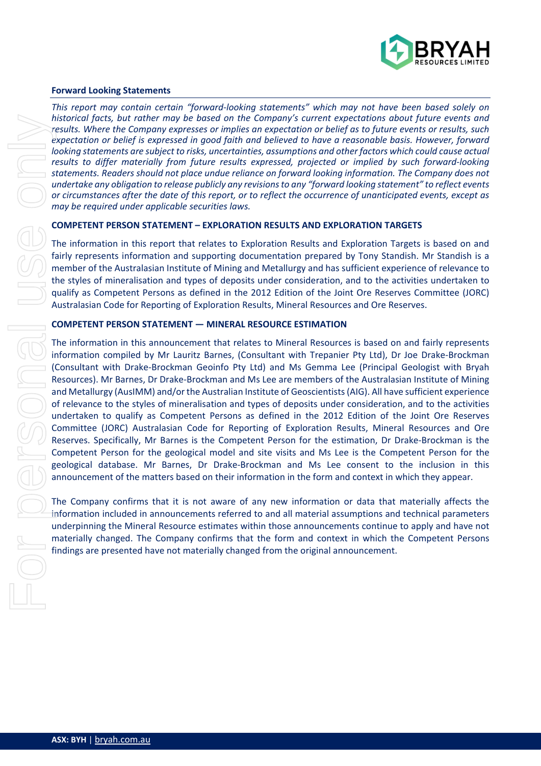**Forward Looking Statements**

*This report may contain certain "forward-looking statements" which may not have been based solely on historical facts, but rather may be based on the Company's current expectations about future events and results. Where the Company expresses or implies an expectation or belief as to future events or results, such expectation or belief is expressed in good faith and believed to have a reasonable basis. However, forward looking statements are subject to risks, uncertainties, assumptions and other factors which could cause actual results to differ materially from future results expressed, projected or implied by such forward-looking statements. Readers should not place undue reliance on forward looking information. The Company does not undertake any obligation to release publicly any revisions to any "forward looking statement" to reflect events or circumstances after the date of this report, or to reflect the occurrence of unanticipated events, except as may be required under applicable securities laws.*

**COMPETENT PERSON STATEMENT – EXPLORATION RESULTS AND EXPLORATION TARGETS**

The information in this report that relates to Exploration Results and Exploration Targets is based on and fairly represents information and supporting documentation prepared by Tony Standish. Mr Standish is a member of the Australasian Institute of Mining and Metallurgy and has sufficient experience of relevance to the styles of mineralisation and types of deposits under consideration, and to the activities undertaken to qualify as Competent Persons as defined in the 2012 Edition of the Joint Ore Reserves Committee (JORC) Australasian Code for Reporting of Exploration Results, Mineral Resources and Ore Reserves.

**COMPETENT PERSON STATEMENT — MINERAL RESOURCE ESTIMATION**

The information in this announcement that relates to Mineral Resources is based on and fairly represents information compiled by Mr Lauritz Barnes, (Consultant with Trepanier Pty Ltd), Dr Joe Drake-Brockman (Consultant with Drake-Brockman Geoinfo Pty Ltd) and Ms Gemma Lee (Principal Geologist with Bryah Resources). Mr Barnes, Dr Drake-Brockman and Ms Lee are members of the Australasian Institute of Mining and Metallurgy (AusIMM) and/or the Australian Institute of Geoscientists (AIG). All have sufficient experience of relevance to the styles of mineralisation and types of deposits under consideration, and to the activities undertaken to qualify as Competent Persons as defined in the 2012 Edition of the Joint Ore Reserves Committee (JORC) Australasian Code for Reporting of Exploration Results, Mineral Resources and Ore Reserves. Specifically, Mr Barnes is the Competent Person for the estimation, Dr Drake-Brockman is the Competent Person for the geological model and site visits and Ms Lee is the Competent Person for the geological database. Mr Barnes, Dr Drake-Brockman and Ms Lee consent to the inclusion in this announcement of the matters based on their information in the form and context in which they appear.

The Company confirms that it is not aware of any new information or data that materially affects the information included in announcements referred to and all material assumptions and technical parameters underpinning the Mineral Resource estimates within those announcements continue to apply and have not materially changed. The Company confirms that the form and context in which the Competent Persons findings are presented have not materially changed from the original announcement.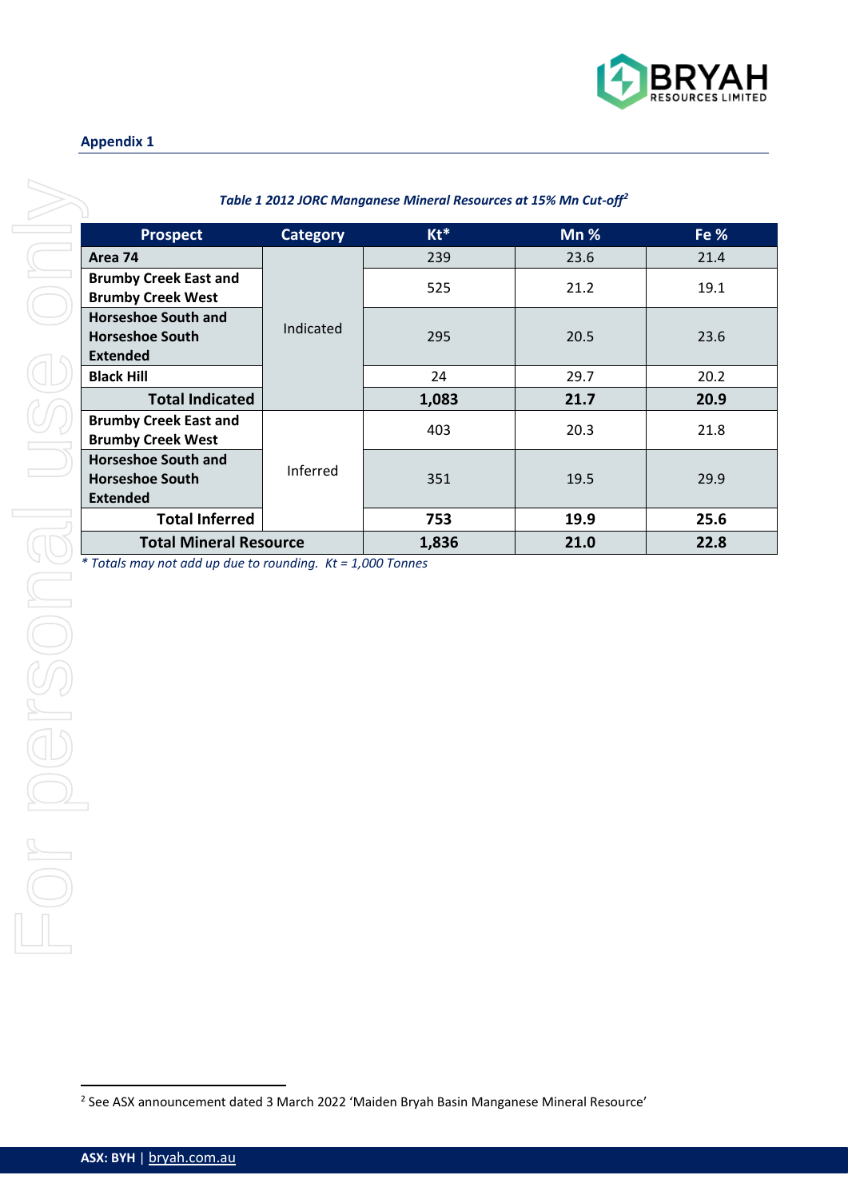## Appendix 1

*Table 1 2012 JORC Manganese Mineral Resources at 15% Mn Cut-off[2]*

| Prospect | Category | Kt* | Mn % | Fe % |
|---|---|---|---|---|
| **Area 74** | Indicated | 239 | 23.6 | 21.4 |
| **Brumby Creek East and Brumby Creek West** | | 525 | 21.2 | 19.1 |
| **Horseshoe South and Horseshoe South Extended** | | 295 | 20.5 | 23.6 |
| **Black Hill** | | 24 | 29.7 | 20.2 |
| **Total Indicated** | | **1,083** | **21.7** | **20.9** |
| **Brumby Creek East and Brumby Creek West** | Inferred | 403 | 20.3 | 21.8 |
| **Horseshoe South and Horseshoe South Extended** | | 351 | 19.5 | 29.9 |
| **Total Inferred** | | **753** | **19.9** | **25.6** |
| **Total Mineral Resource** | | **1,836** | **21.0** | **22.8** |

*\* Totals may not add up due to rounding. Kt = 1,000 Tonnes*

[2] See ASX announcement dated 3 March 2022 'Maiden Bryah Basin Manganese Mineral Resource'